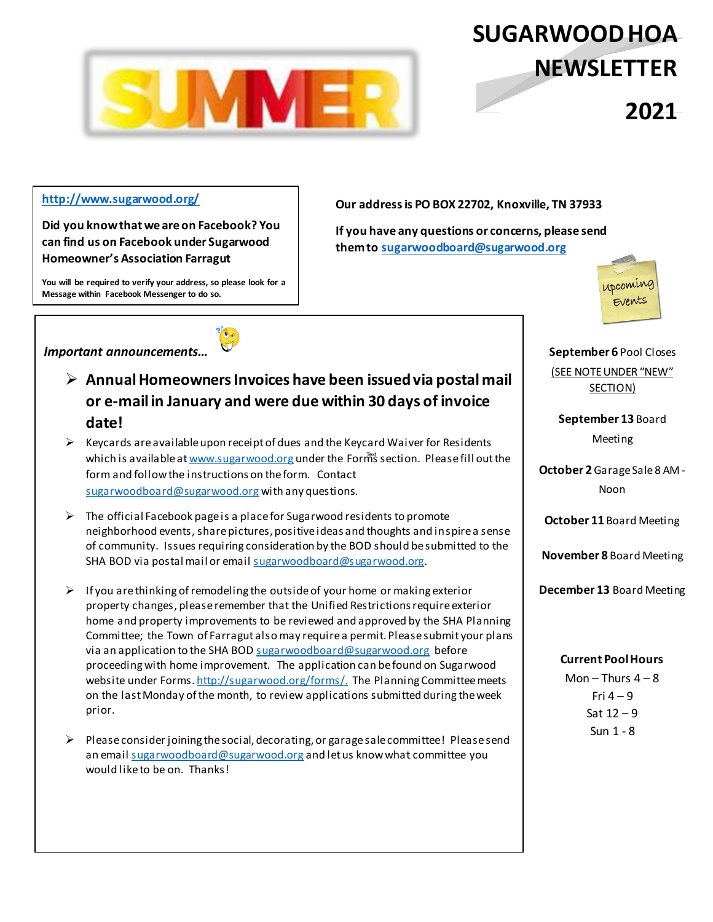# SUGARWOOD HOA NEWSLETTER

# 2021

SUMMER

http://www.sugarwood.org/

**Did you know that we are on Facebook? You can find us on Facebook under Sugarwood Homeowner's Association Farragut**

**You will be required to verify your address, so please look for a Message within Facebook Messenger to do so.**

**Our address is PO BOX 22702, Knoxville, TN 37933**

**If you have any questions or concerns, please send them to sugarwoodboard@sugarwood.org**

***Important announcements…***

- **Annual Homeowners Invoices have been issued via postal mail or e-mail in January and were due within 30 days of invoice date!**
- Keycards are available upon receipt of dues and the Keycard Waiver for Residents which is available at www.sugarwood.org under the Forms section. Please fill out the form and follow the instructions on the form. Contact sugarwoodboard@sugarwood.org with any questions.
- The official Facebook page is a place for Sugarwood residents to promote neighborhood events, share pictures, positive ideas and thoughts and inspire a sense of community. Issues requiring consideration by the BOD should be submitted to the SHA BOD via postal mail or email sugarwoodboard@sugarwood.org.
- If you are thinking of remodeling the outside of your home or making exterior property changes, please remember that the Unified Restrictions require exterior home and property improvements to be reviewed and approved by the SHA Planning Committee; the Town of Farragut also may require a permit. Please submit your plans via an application to the SHA BOD sugarwoodboard@sugarwood.org before proceeding with home improvement. The application can be found on Sugarwood website under Forms. http://sugarwood.org/forms/. The Planning Committee meets on the last Monday of the month, to review applications submitted during the week prior.
- Please consider joining the social, decorating, or garage sale committee! Please send an email sugarwoodboard@sugarwood.org and let us know what committee you would like to be on. Thanks!

Upcoming Events

**September 6** Pool Closes
(SEE NOTE UNDER "NEW" SECTION)

**September 13** Board Meeting

**October 2** Garage Sale 8 AM - Noon

**October 11** Board Meeting

**November 8** Board Meeting

**December 13** Board Meeting

**Current Pool Hours**

Mon – Thurs 4 – 8
Fri 4 – 9
Sat 12 – 9
Sun 1 - 8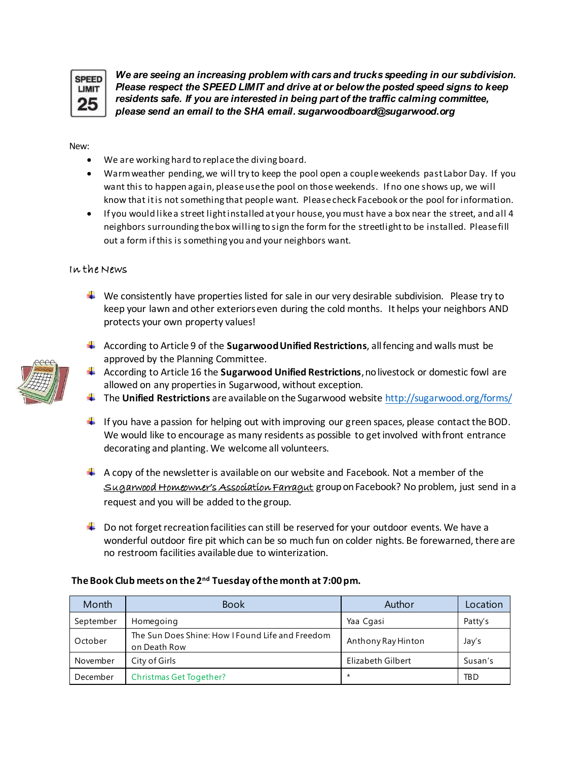SPEED LIMIT 25

***We are seeing an increasing problem with cars and trucks speeding in our subdivision. Please respect the SPEED LIMIT and drive at or below the posted speed signs to keep residents safe. If you are interested in being part of the traffic calming committee, please send an email to the SHA email. sugarwoodboard@sugarwood.org***

New:

- We are working hard to replace the diving board.
- Warm weather pending, we will try to keep the pool open a couple weekends past Labor Day. If you want this to happen again, please use the pool on those weekends. If no one shows up, we will know that it is not something that people want. Please check Facebook or the pool for information.
- If you would like a street light installed at your house, you must have a box near the street, and all 4 neighbors surrounding the box willing to sign the form for the streetlight to be installed. Please fill out a form if this is something you and your neighbors want.

In the News

- We consistently have properties listed for sale in our very desirable subdivision. Please try to keep your lawn and other exteriors even during the cold months. It helps your neighbors AND protects your own property values!
- According to Article 9 of the **Sugarwood Unified Restrictions**, all fencing and walls must be approved by the Planning Committee.
- According to Article 16 the **Sugarwood Unified Restrictions**, no livestock or domestic fowl are allowed on any properties in Sugarwood, without exception.
- The **Unified Restrictions** are available on the Sugarwood website http://sugarwood.org/forms/
- If you have a passion for helping out with improving our green spaces, please contact the BOD. We would like to encourage as many residents as possible to get involved with front entrance decorating and planting. We welcome all volunteers.
- A copy of the newsletter is available on our website and Facebook. Not a member of the Sugarwood Homeowner's Association Farragut group on Facebook? No problem, just send in a request and you will be added to the group.
- Do not forget recreation facilities can still be reserved for your outdoor events. We have a wonderful outdoor fire pit which can be so much fun on colder nights. Be forewarned, there are no restroom facilities available due to winterization.

**The Book Club meets on the 2nd Tuesday of the month at 7:00 pm.**

| Month | Book | Author | Location |
|---|---|---|---|
| September | Homegoing | Yaa Cgasi | Patty's |
| October | The Sun Does Shine: How I Found Life and Freedom on Death Row | Anthony Ray Hinton | Jay's |
| November | City of Girls | Elizabeth Gilbert | Susan's |
| December | Christmas Get Together? | * | TBD |